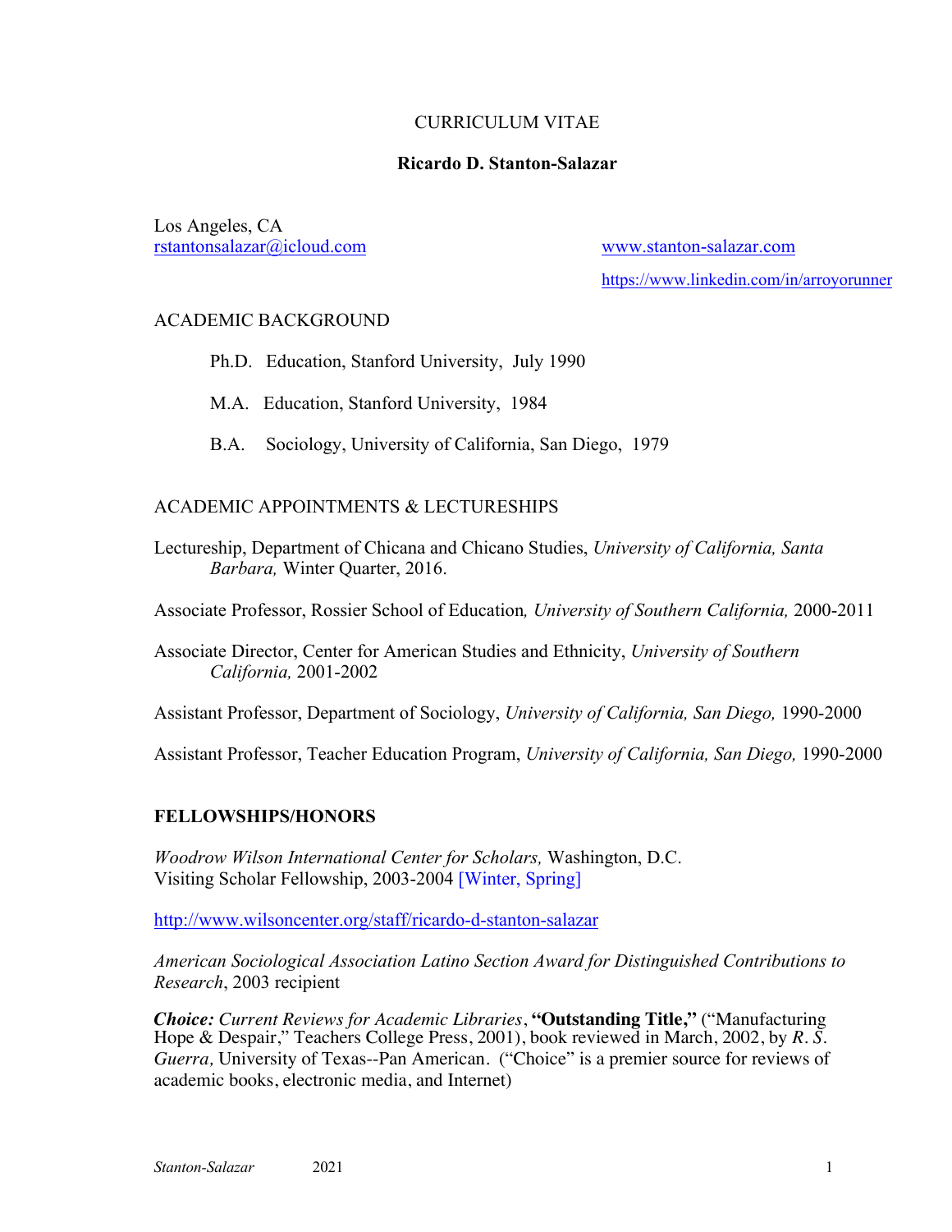# CURRICULUM VITAE

## Ricardo D. Stanton-Salazar

Los Angeles, CA
rstantonsalazar@icloud.com

www.stanton-salazar.com

https://www.linkedin.com/in/arroyorunner

## ACADEMIC BACKGROUND

Ph.D. Education, Stanford University, July 1990

M.A. Education, Stanford University, 1984

B.A. Sociology, University of California, San Diego, 1979

## ACADEMIC APPOINTMENTS & LECTURESHIPS

Lectureship, Department of Chicana and Chicano Studies, *University of California, Santa Barbara,* Winter Quarter, 2016.

Associate Professor, Rossier School of Education*, University of Southern California,* 2000-2011

Associate Director, Center for American Studies and Ethnicity, *University of Southern California,* 2001-2002

Assistant Professor, Department of Sociology, *University of California, San Diego,* 1990-2000

Assistant Professor, Teacher Education Program, *University of California, San Diego,* 1990-2000

## FELLOWSHIPS/HONORS

*Woodrow Wilson International Center for Scholars,* Washington, D.C.
Visiting Scholar Fellowship, 2003-2004 [Winter, Spring]

http://www.wilsoncenter.org/staff/ricardo-d-stanton-salazar

*American Sociological Association Latino Section Award for Distinguished Contributions to Research*, 2003 recipient

***Choice:*** *Current Reviews for Academic Libraries*, **"Outstanding Title,"** ("Manufacturing Hope & Despair," Teachers College Press, 2001), book reviewed in March, 2002, by *R. S. Guerra,* University of Texas--Pan American. ("Choice" is a premier source for reviews of academic books, electronic media, and Internet)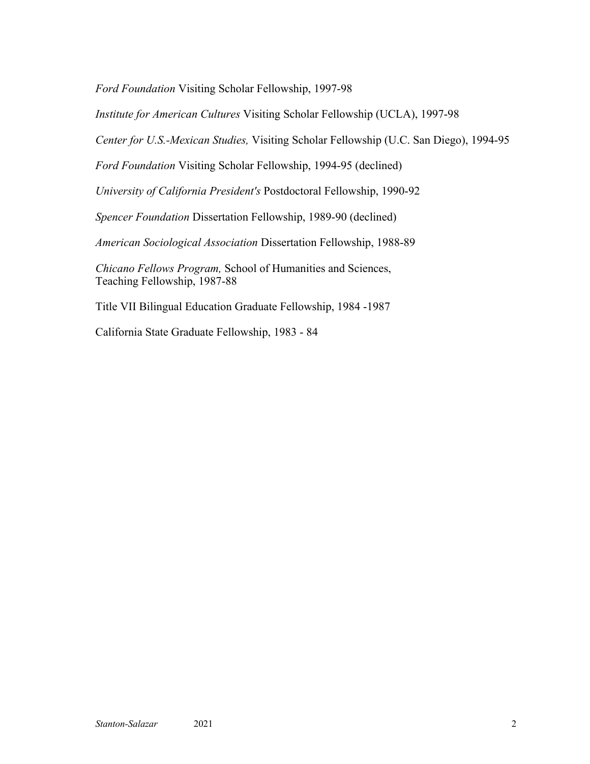*Ford Foundation* Visiting Scholar Fellowship, 1997-98

*Institute for American Cultures* Visiting Scholar Fellowship (UCLA), 1997-98

*Center for U.S.-Mexican Studies,* Visiting Scholar Fellowship (U.C. San Diego), 1994-95

*Ford Foundation* Visiting Scholar Fellowship, 1994-95 (declined)

*University of California President's* Postdoctoral Fellowship, 1990-92

*Spencer Foundation* Dissertation Fellowship, 1989-90 (declined)

*American Sociological Association* Dissertation Fellowship, 1988-89

*Chicano Fellows Program,* School of Humanities and Sciences,
Teaching Fellowship, 1987-88

Title VII Bilingual Education Graduate Fellowship, 1984 -1987

California State Graduate Fellowship, 1983 - 84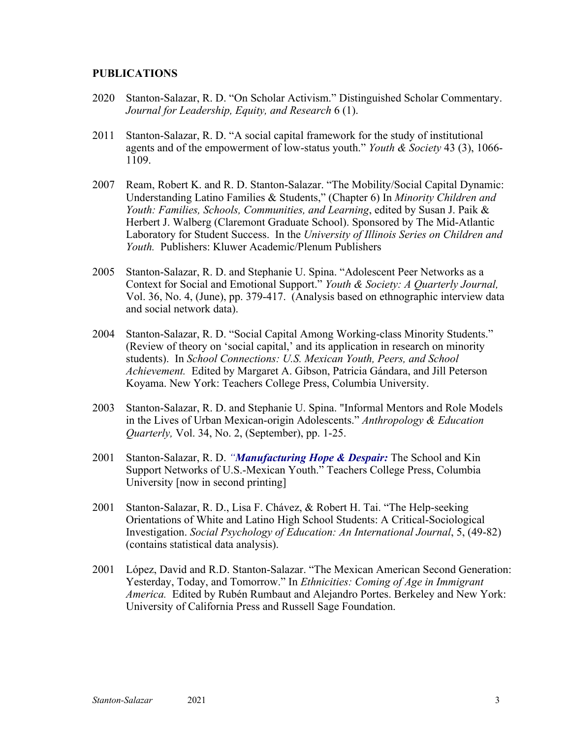**PUBLICATIONS**

2020 Stanton-Salazar, R. D. "On Scholar Activism." Distinguished Scholar Commentary. *Journal for Leadership, Equity, and Research* 6 (1).

2011 Stanton-Salazar, R. D. "A social capital framework for the study of institutional agents and of the empowerment of low-status youth." *Youth & Society* 43 (3), 1066-1109.

2007 Ream, Robert K. and R. D. Stanton-Salazar. "The Mobility/Social Capital Dynamic: Understanding Latino Families & Students," (Chapter 6) In *Minority Children and Youth: Families, Schools, Communities, and Learning*, edited by Susan J. Paik & Herbert J. Walberg (Claremont Graduate School). Sponsored by The Mid-Atlantic Laboratory for Student Success. In the *University of Illinois Series on Children and Youth.* Publishers: Kluwer Academic/Plenum Publishers

2005 Stanton-Salazar, R. D. and Stephanie U. Spina. "Adolescent Peer Networks as a Context for Social and Emotional Support." *Youth & Society: A Quarterly Journal,* Vol. 36, No. 4, (June), pp. 379-417. (Analysis based on ethnographic interview data and social network data).

2004 Stanton-Salazar, R. D. "Social Capital Among Working-class Minority Students." (Review of theory on 'social capital,' and its application in research on minority students). In *School Connections: U.S. Mexican Youth, Peers, and School Achievement.* Edited by Margaret A. Gibson, Patricia Gándara, and Jill Peterson Koyama. New York: Teachers College Press, Columbia University.

2003 Stanton-Salazar, R. D. and Stephanie U. Spina. "Informal Mentors and Role Models in the Lives of Urban Mexican-origin Adolescents." *Anthropology & Education Quarterly,* Vol. 34, No. 2, (September), pp. 1-25.

2001 Stanton-Salazar, R. D. *"**Manufacturing Hope & Despair:*** The School and Kin Support Networks of U.S.-Mexican Youth." Teachers College Press, Columbia University [now in second printing]

2001 Stanton-Salazar, R. D., Lisa F. Chávez, & Robert H. Tai. "The Help-seeking Orientations of White and Latino High School Students: A Critical-Sociological Investigation. *Social Psychology of Education: An International Journal*, 5, (49-82) (contains statistical data analysis).

2001 López, David and R.D. Stanton-Salazar. "The Mexican American Second Generation: Yesterday, Today, and Tomorrow." In *Ethnicities: Coming of Age in Immigrant America.* Edited by Rubén Rumbaut and Alejandro Portes. Berkeley and New York: University of California Press and Russell Sage Foundation.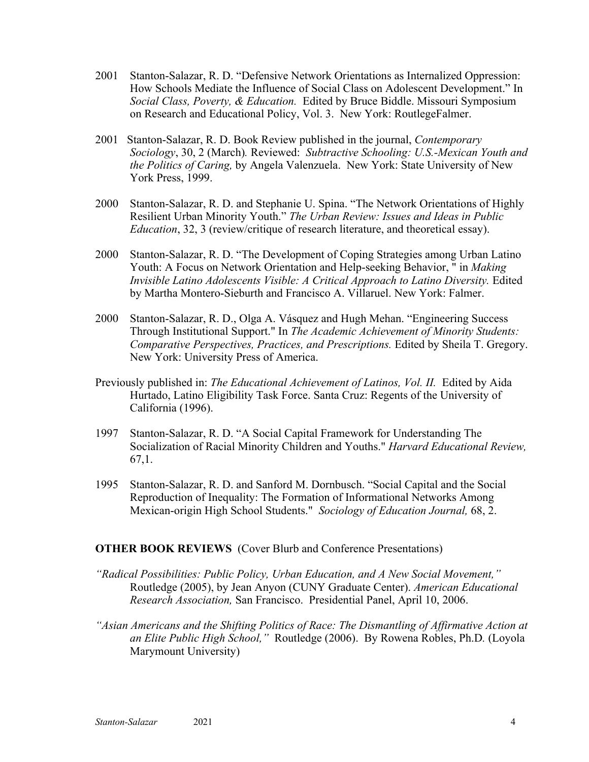2001 Stanton-Salazar, R. D. "Defensive Network Orientations as Internalized Oppression: How Schools Mediate the Influence of Social Class on Adolescent Development." In *Social Class, Poverty, & Education.* Edited by Bruce Biddle. Missouri Symposium on Research and Educational Policy, Vol. 3. New York: RoutlegeFalmer.

2001 Stanton-Salazar, R. D. Book Review published in the journal, *Contemporary Sociology*, 30, 2 (March). Reviewed: *Subtractive Schooling: U.S.-Mexican Youth and the Politics of Caring,* by Angela Valenzuela. New York: State University of New York Press, 1999.

2000 Stanton-Salazar, R. D. and Stephanie U. Spina. "The Network Orientations of Highly Resilient Urban Minority Youth." *The Urban Review: Issues and Ideas in Public Education*, 32, 3 (review/critique of research literature, and theoretical essay).

2000 Stanton-Salazar, R. D. "The Development of Coping Strategies among Urban Latino Youth: A Focus on Network Orientation and Help-seeking Behavior, " in *Making Invisible Latino Adolescents Visible: A Critical Approach to Latino Diversity.* Edited by Martha Montero-Sieburth and Francisco A. Villaruel. New York: Falmer.

2000 Stanton-Salazar, R. D., Olga A. Vásquez and Hugh Mehan. "Engineering Success Through Institutional Support." In *The Academic Achievement of Minority Students: Comparative Perspectives, Practices, and Prescriptions.* Edited by Sheila T. Gregory. New York: University Press of America.

Previously published in: *The Educational Achievement of Latinos, Vol. II.* Edited by Aida Hurtado, Latino Eligibility Task Force. Santa Cruz: Regents of the University of California (1996).

1997 Stanton-Salazar, R. D. "A Social Capital Framework for Understanding The Socialization of Racial Minority Children and Youths." *Harvard Educational Review,* 67,1.

1995 Stanton-Salazar, R. D. and Sanford M. Dornbusch. "Social Capital and the Social Reproduction of Inequality: The Formation of Informational Networks Among Mexican-origin High School Students." *Sociology of Education Journal,* 68, 2.

**OTHER BOOK REVIEWS** (Cover Blurb and Conference Presentations)

*"Radical Possibilities: Public Policy, Urban Education, and A New Social Movement,"* Routledge (2005), by Jean Anyon (CUNY Graduate Center). *American Educational Research Association,* San Francisco. Presidential Panel, April 10, 2006.

*"Asian Americans and the Shifting Politics of Race: The Dismantling of Affirmative Action at an Elite Public High School,"* Routledge (2006). By Rowena Robles, Ph.D. (Loyola Marymount University)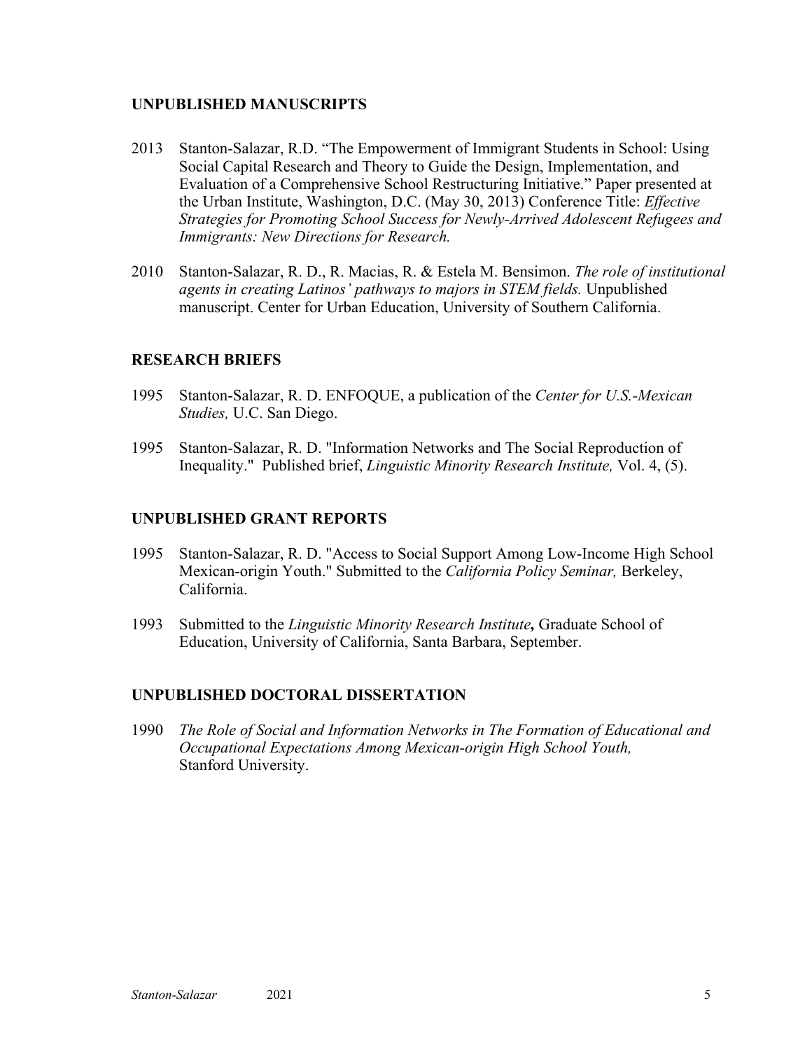## UNPUBLISHED MANUSCRIPTS

2013 Stanton-Salazar, R.D. "The Empowerment of Immigrant Students in School: Using Social Capital Research and Theory to Guide the Design, Implementation, and Evaluation of a Comprehensive School Restructuring Initiative." Paper presented at the Urban Institute, Washington, D.C. (May 30, 2013) Conference Title: *Effective Strategies for Promoting School Success for Newly-Arrived Adolescent Refugees and Immigrants: New Directions for Research.*

2010 Stanton-Salazar, R. D., R. Macias, R. & Estela M. Bensimon. *The role of institutional agents in creating Latinos' pathways to majors in STEM fields.* Unpublished manuscript. Center for Urban Education, University of Southern California.

## RESEARCH BRIEFS

1995 Stanton-Salazar, R. D. ENFOQUE, a publication of the *Center for U.S.-Mexican Studies,* U.C. San Diego.

1995 Stanton-Salazar, R. D. "Information Networks and The Social Reproduction of Inequality." Published brief, *Linguistic Minority Research Institute,* Vol. 4, (5).

## UNPUBLISHED GRANT REPORTS

1995 Stanton-Salazar, R. D. "Access to Social Support Among Low-Income High School Mexican-origin Youth." Submitted to the *California Policy Seminar,* Berkeley, California.

1993 Submitted to the ***Linguistic Minority Research Institute*,** Graduate School of Education, University of California, Santa Barbara, September.

## UNPUBLISHED DOCTORAL DISSERTATION

1990 *The Role of Social and Information Networks in The Formation of Educational and Occupational Expectations Among Mexican-origin High School Youth,* Stanford University.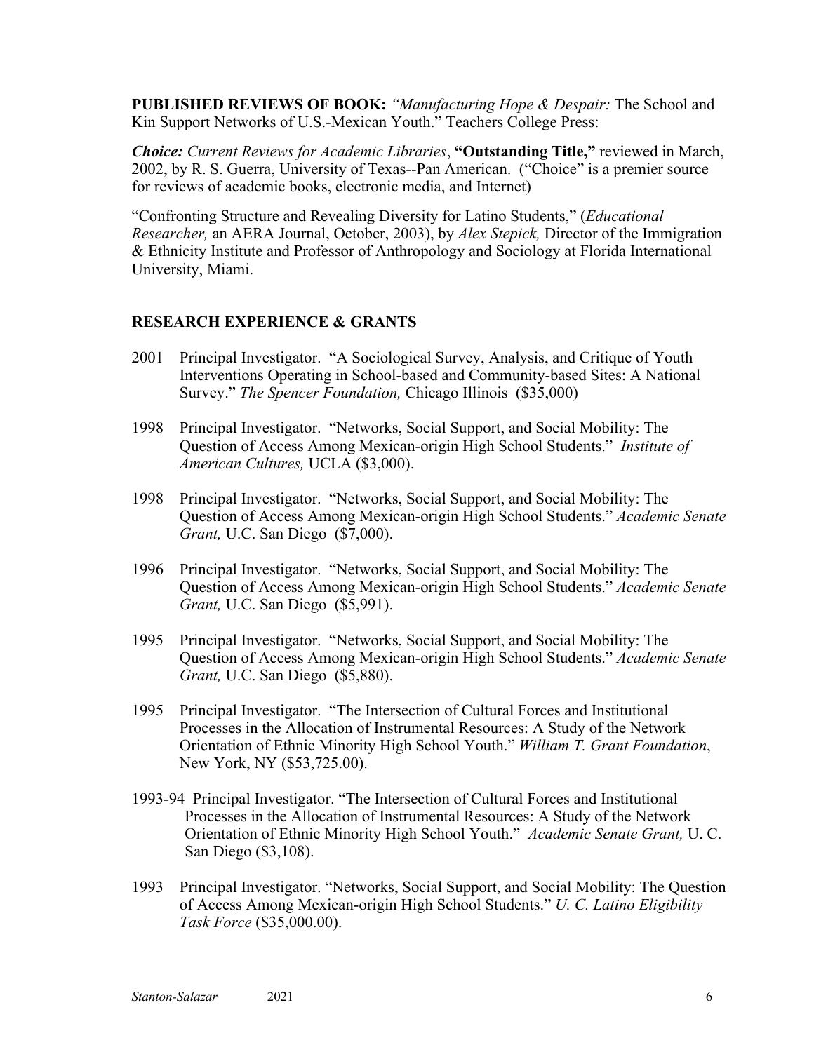**PUBLISHED REVIEWS OF BOOK:** *"Manufacturing Hope & Despair:* The School and Kin Support Networks of U.S.-Mexican Youth." Teachers College Press:

***Choice:*** *Current Reviews for Academic Libraries*, **"Outstanding Title,"** reviewed in March, 2002, by R. S. Guerra, University of Texas--Pan American. ("Choice" is a premier source for reviews of academic books, electronic media, and Internet)

"Confronting Structure and Revealing Diversity for Latino Students," (*Educational Researcher,* an AERA Journal, October, 2003), by *Alex Stepick,* Director of the Immigration & Ethnicity Institute and Professor of Anthropology and Sociology at Florida International University, Miami.

## RESEARCH EXPERIENCE & GRANTS

2001 Principal Investigator. "A Sociological Survey, Analysis, and Critique of Youth Interventions Operating in School-based and Community-based Sites: A National Survey." *The Spencer Foundation,* Chicago Illinois ($35,000)

1998 Principal Investigator. "Networks, Social Support, and Social Mobility: The Question of Access Among Mexican-origin High School Students." *Institute of American Cultures,* UCLA ($3,000).

1998 Principal Investigator. "Networks, Social Support, and Social Mobility: The Question of Access Among Mexican-origin High School Students." *Academic Senate Grant,* U.C. San Diego ($7,000).

1996 Principal Investigator. "Networks, Social Support, and Social Mobility: The Question of Access Among Mexican-origin High School Students." *Academic Senate Grant,* U.C. San Diego ($5,991).

1995 Principal Investigator. "Networks, Social Support, and Social Mobility: The Question of Access Among Mexican-origin High School Students." *Academic Senate Grant,* U.C. San Diego ($5,880).

1995 Principal Investigator. "The Intersection of Cultural Forces and Institutional Processes in the Allocation of Instrumental Resources: A Study of the Network Orientation of Ethnic Minority High School Youth." *William T. Grant Foundation*, New York, NY ($53,725.00).

1993-94 Principal Investigator. "The Intersection of Cultural Forces and Institutional Processes in the Allocation of Instrumental Resources: A Study of the Network Orientation of Ethnic Minority High School Youth." *Academic Senate Grant,* U. C. San Diego ($3,108).

1993 Principal Investigator. "Networks, Social Support, and Social Mobility: The Question of Access Among Mexican-origin High School Students." *U. C. Latino Eligibility Task Force* ($35,000.00).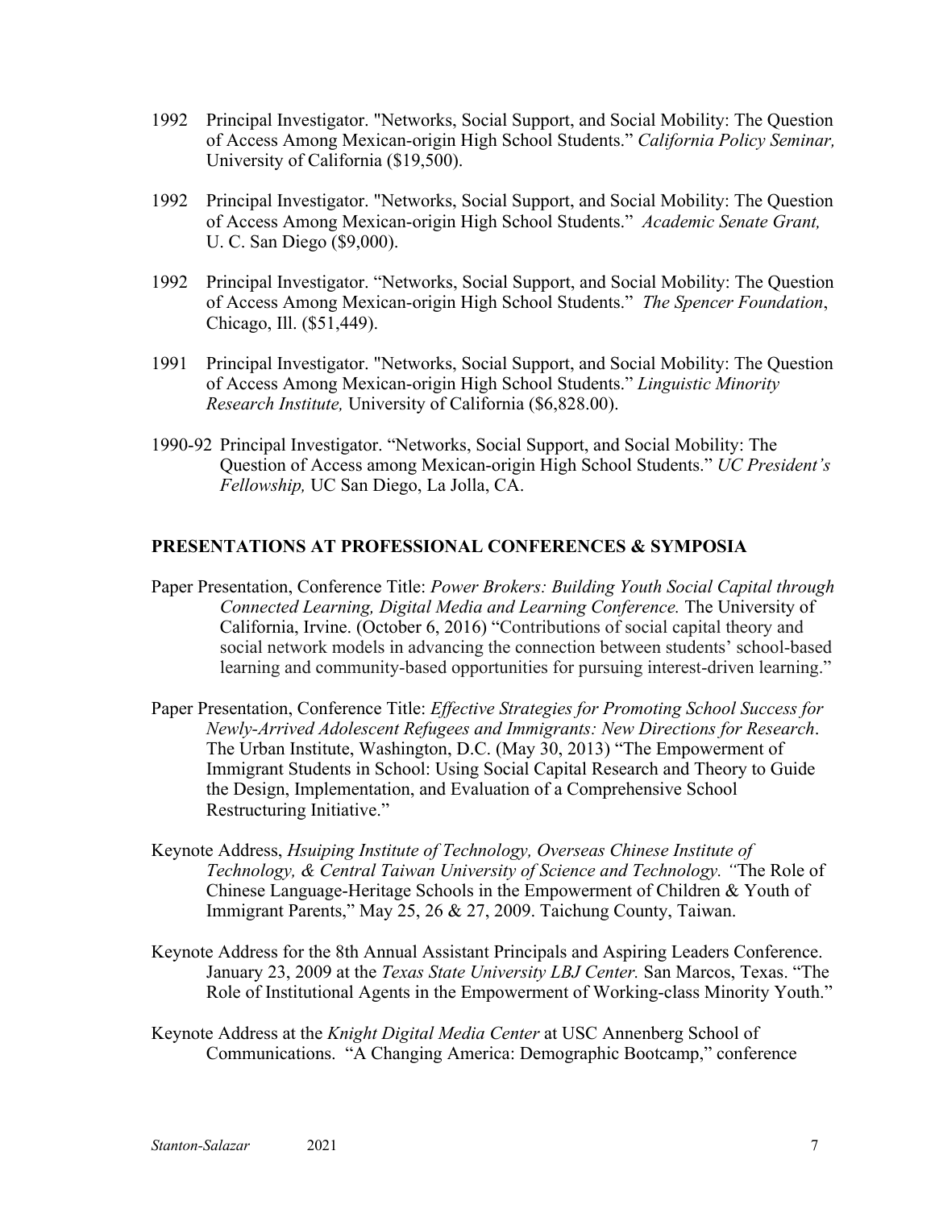1992 Principal Investigator. "Networks, Social Support, and Social Mobility: The Question of Access Among Mexican-origin High School Students." *California Policy Seminar,* University of California ($19,500).

1992 Principal Investigator. "Networks, Social Support, and Social Mobility: The Question of Access Among Mexican-origin High School Students." *Academic Senate Grant,* U. C. San Diego ($9,000).

1992 Principal Investigator. "Networks, Social Support, and Social Mobility: The Question of Access Among Mexican-origin High School Students." *The Spencer Foundation*, Chicago, Ill. ($51,449).

1991 Principal Investigator. "Networks, Social Support, and Social Mobility: The Question of Access Among Mexican-origin High School Students." *Linguistic Minority Research Institute,* University of California ($6,828.00).

1990-92 Principal Investigator. "Networks, Social Support, and Social Mobility: The Question of Access among Mexican-origin High School Students." *UC President's Fellowship,* UC San Diego, La Jolla, CA.

## PRESENTATIONS AT PROFESSIONAL CONFERENCES & SYMPOSIA

Paper Presentation, Conference Title: *Power Brokers: Building Youth Social Capital through Connected Learning, Digital Media and Learning Conference.* The University of California, Irvine. (October 6, 2016) "Contributions of social capital theory and social network models in advancing the connection between students' school-based learning and community-based opportunities for pursuing interest-driven learning."

Paper Presentation, Conference Title: *Effective Strategies for Promoting School Success for Newly-Arrived Adolescent Refugees and Immigrants: New Directions for Research*. The Urban Institute, Washington, D.C. (May 30, 2013) "The Empowerment of Immigrant Students in School: Using Social Capital Research and Theory to Guide the Design, Implementation, and Evaluation of a Comprehensive School Restructuring Initiative."

Keynote Address, *Hsuiping Institute of Technology, Overseas Chinese Institute of Technology, & Central Taiwan University of Science and Technology.* "The Role of Chinese Language-Heritage Schools in the Empowerment of Children & Youth of Immigrant Parents," May 25, 26 & 27, 2009. Taichung County, Taiwan.

Keynote Address for the 8th Annual Assistant Principals and Aspiring Leaders Conference. January 23, 2009 at the *Texas State University LBJ Center.* San Marcos, Texas. "The Role of Institutional Agents in the Empowerment of Working-class Minority Youth."

Keynote Address at the *Knight Digital Media Center* at USC Annenberg School of Communications. "A Changing America: Demographic Bootcamp," conference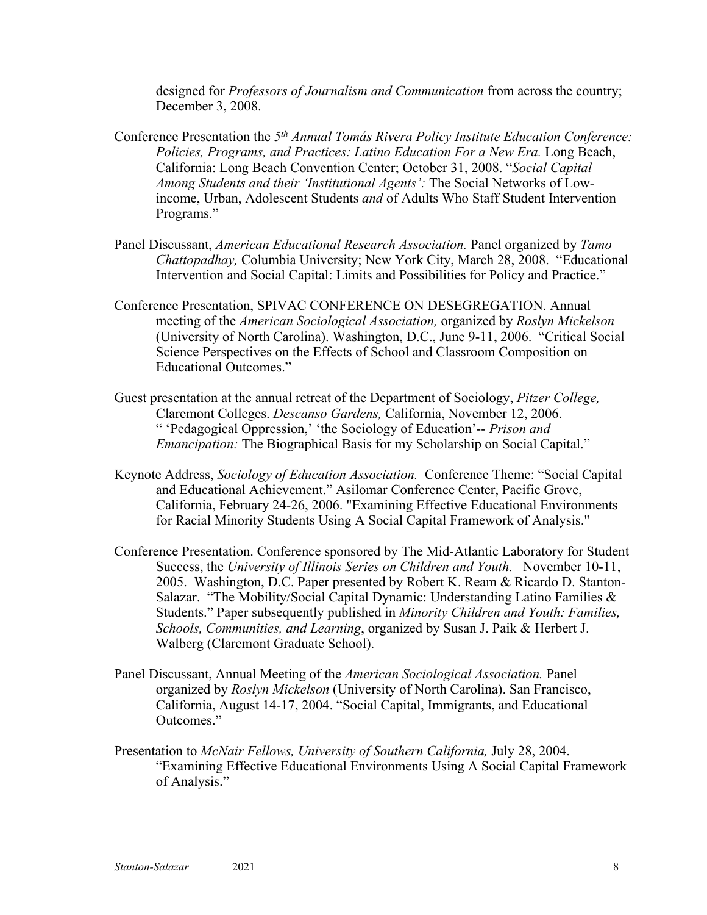designed for *Professors of Journalism and Communication* from across the country; December 3, 2008.

Conference Presentation the *5th Annual Tomás Rivera Policy Institute Education Conference: Policies, Programs, and Practices: Latino Education For a New Era.* Long Beach, California: Long Beach Convention Center; October 31, 2008. "*Social Capital Among Students and their 'Institutional Agents':* The Social Networks of Low-income, Urban, Adolescent Students *and* of Adults Who Staff Student Intervention Programs."

Panel Discussant, *American Educational Research Association.* Panel organized by *Tamo Chattopadhay,* Columbia University; New York City, March 28, 2008. "Educational Intervention and Social Capital: Limits and Possibilities for Policy and Practice."

Conference Presentation, SPIVAC CONFERENCE ON DESEGREGATION. Annual meeting of the *American Sociological Association,* organized by *Roslyn Mickelson* (University of North Carolina). Washington, D.C., June 9-11, 2006. "Critical Social Science Perspectives on the Effects of School and Classroom Composition on Educational Outcomes."

Guest presentation at the annual retreat of the Department of Sociology, *Pitzer College,* Claremont Colleges. *Descanso Gardens,* California, November 12, 2006. " 'Pedagogical Oppression,' 'the Sociology of Education'-- *Prison and Emancipation:* The Biographical Basis for my Scholarship on Social Capital."

Keynote Address, *Sociology of Education Association.* Conference Theme: "Social Capital and Educational Achievement." Asilomar Conference Center, Pacific Grove, California, February 24-26, 2006. "Examining Effective Educational Environments for Racial Minority Students Using A Social Capital Framework of Analysis."

Conference Presentation. Conference sponsored by The Mid-Atlantic Laboratory for Student Success, the *University of Illinois Series on Children and Youth.* November 10-11, 2005. Washington, D.C. Paper presented by Robert K. Ream & Ricardo D. Stanton-Salazar. "The Mobility/Social Capital Dynamic: Understanding Latino Families & Students." Paper subsequently published in *Minority Children and Youth: Families, Schools, Communities, and Learning*, organized by Susan J. Paik & Herbert J. Walberg (Claremont Graduate School).

Panel Discussant, Annual Meeting of the *American Sociological Association.* Panel organized by *Roslyn Mickelson* (University of North Carolina). San Francisco, California, August 14-17, 2004. "Social Capital, Immigrants, and Educational Outcomes."

Presentation to *McNair Fellows, University of Southern California,* July 28, 2004. "Examining Effective Educational Environments Using A Social Capital Framework of Analysis."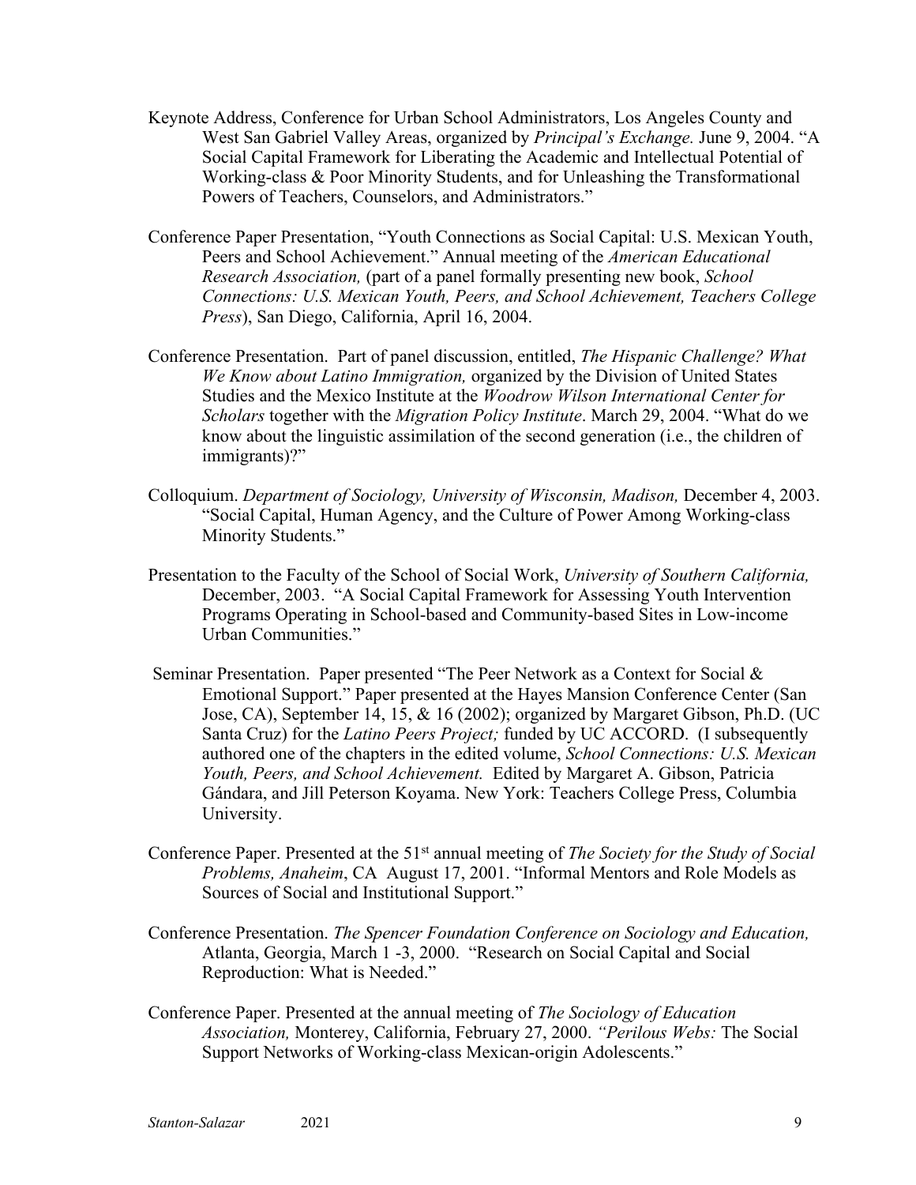Keynote Address, Conference for Urban School Administrators, Los Angeles County and West San Gabriel Valley Areas, organized by *Principal's Exchange.* June 9, 2004. "A Social Capital Framework for Liberating the Academic and Intellectual Potential of Working-class & Poor Minority Students, and for Unleashing the Transformational Powers of Teachers, Counselors, and Administrators."

Conference Paper Presentation, "Youth Connections as Social Capital: U.S. Mexican Youth, Peers and School Achievement." Annual meeting of the *American Educational Research Association,* (part of a panel formally presenting new book, *School Connections: U.S. Mexican Youth, Peers, and School Achievement, Teachers College Press*), San Diego, California, April 16, 2004.

Conference Presentation. Part of panel discussion, entitled, *The Hispanic Challenge? What We Know about Latino Immigration,* organized by the Division of United States Studies and the Mexico Institute at the *Woodrow Wilson International Center for Scholars* together with the *Migration Policy Institute*. March 29, 2004. "What do we know about the linguistic assimilation of the second generation (i.e., the children of immigrants)?"

Colloquium. *Department of Sociology, University of Wisconsin, Madison,* December 4, 2003. "Social Capital, Human Agency, and the Culture of Power Among Working-class Minority Students."

Presentation to the Faculty of the School of Social Work, *University of Southern California,* December, 2003. "A Social Capital Framework for Assessing Youth Intervention Programs Operating in School-based and Community-based Sites in Low-income Urban Communities."

Seminar Presentation. Paper presented "The Peer Network as a Context for Social & Emotional Support." Paper presented at the Hayes Mansion Conference Center (San Jose, CA), September 14, 15, & 16 (2002); organized by Margaret Gibson, Ph.D. (UC Santa Cruz) for the *Latino Peers Project;* funded by UC ACCORD. (I subsequently authored one of the chapters in the edited volume, *School Connections: U.S. Mexican Youth, Peers, and School Achievement.* Edited by Margaret A. Gibson, Patricia Gándara, and Jill Peterson Koyama. New York: Teachers College Press, Columbia University.

Conference Paper. Presented at the 51st annual meeting of *The Society for the Study of Social Problems, Anaheim*, CA August 17, 2001. "Informal Mentors and Role Models as Sources of Social and Institutional Support."

Conference Presentation. *The Spencer Foundation Conference on Sociology and Education,* Atlanta, Georgia, March 1 -3, 2000. "Research on Social Capital and Social Reproduction: What is Needed."

Conference Paper. Presented at the annual meeting of *The Sociology of Education Association,* Monterey, California, February 27, 2000. *"Perilous Webs:* The Social Support Networks of Working-class Mexican-origin Adolescents."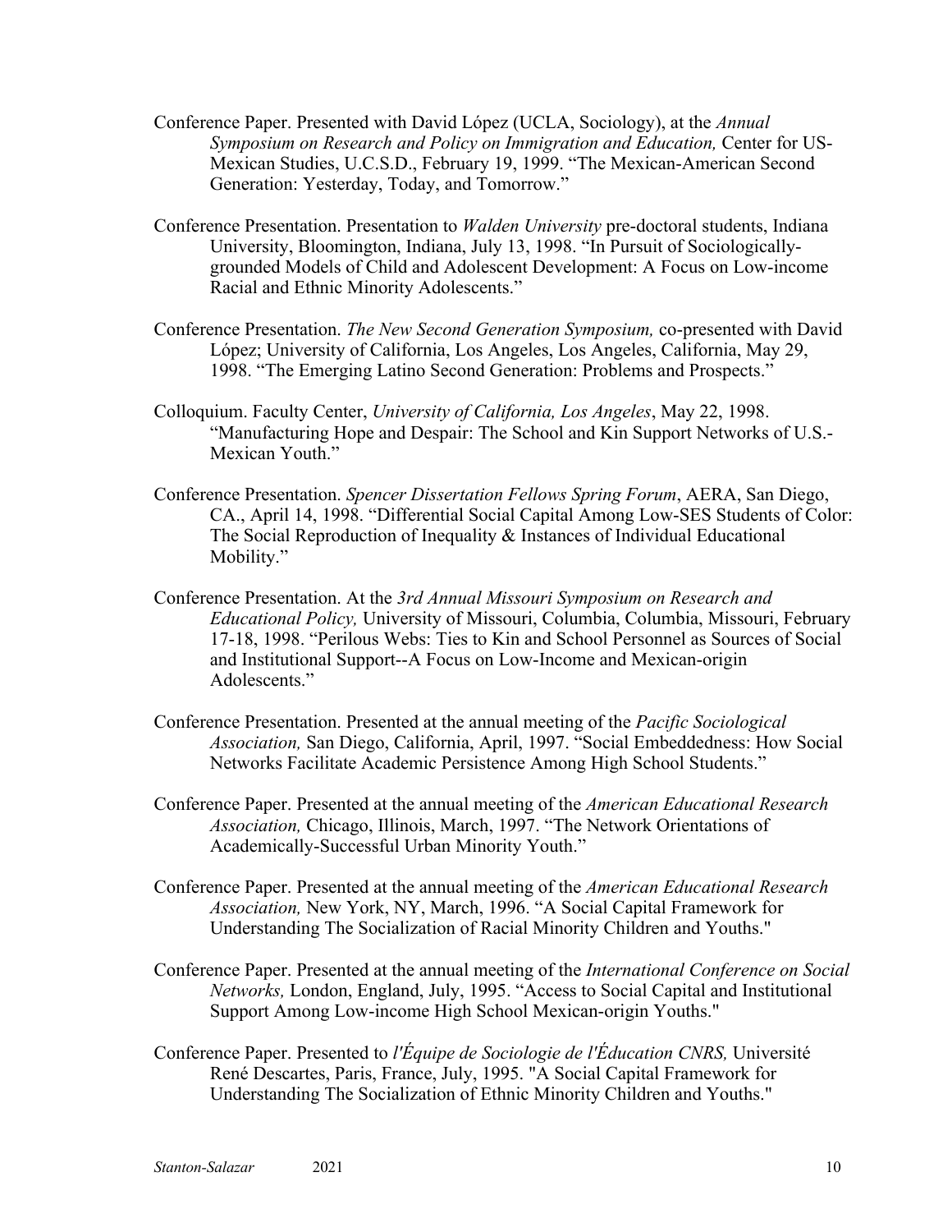Conference Paper. Presented with David López (UCLA, Sociology), at the *Annual Symposium on Research and Policy on Immigration and Education,* Center for US-Mexican Studies, U.C.S.D., February 19, 1999. "The Mexican-American Second Generation: Yesterday, Today, and Tomorrow."

Conference Presentation. Presentation to *Walden University* pre-doctoral students, Indiana University, Bloomington, Indiana, July 13, 1998. "In Pursuit of Sociologically-grounded Models of Child and Adolescent Development: A Focus on Low-income Racial and Ethnic Minority Adolescents."

Conference Presentation. *The New Second Generation Symposium,* co-presented with David López; University of California, Los Angeles, Los Angeles, California, May 29, 1998. "The Emerging Latino Second Generation: Problems and Prospects."

Colloquium. Faculty Center, *University of California, Los Angeles*, May 22, 1998. "Manufacturing Hope and Despair: The School and Kin Support Networks of U.S.-Mexican Youth."

Conference Presentation. *Spencer Dissertation Fellows Spring Forum*, AERA, San Diego, CA., April 14, 1998. "Differential Social Capital Among Low-SES Students of Color: The Social Reproduction of Inequality & Instances of Individual Educational Mobility."

Conference Presentation. At the *3rd Annual Missouri Symposium on Research and Educational Policy,* University of Missouri, Columbia, Columbia, Missouri, February 17-18, 1998. "Perilous Webs: Ties to Kin and School Personnel as Sources of Social and Institutional Support--A Focus on Low-Income and Mexican-origin Adolescents."

Conference Presentation. Presented at the annual meeting of the *Pacific Sociological Association,* San Diego, California, April, 1997. "Social Embeddedness: How Social Networks Facilitate Academic Persistence Among High School Students."

Conference Paper. Presented at the annual meeting of the *American Educational Research Association,* Chicago, Illinois, March, 1997. "The Network Orientations of Academically-Successful Urban Minority Youth."

Conference Paper. Presented at the annual meeting of the *American Educational Research Association,* New York, NY, March, 1996. "A Social Capital Framework for Understanding The Socialization of Racial Minority Children and Youths."

Conference Paper. Presented at the annual meeting of the *International Conference on Social Networks,* London, England, July, 1995. "Access to Social Capital and Institutional Support Among Low-income High School Mexican-origin Youths."

Conference Paper. Presented to *l'Équipe de Sociologie de l'Éducation CNRS,* Université René Descartes, Paris, France, July, 1995. "A Social Capital Framework for Understanding The Socialization of Ethnic Minority Children and Youths."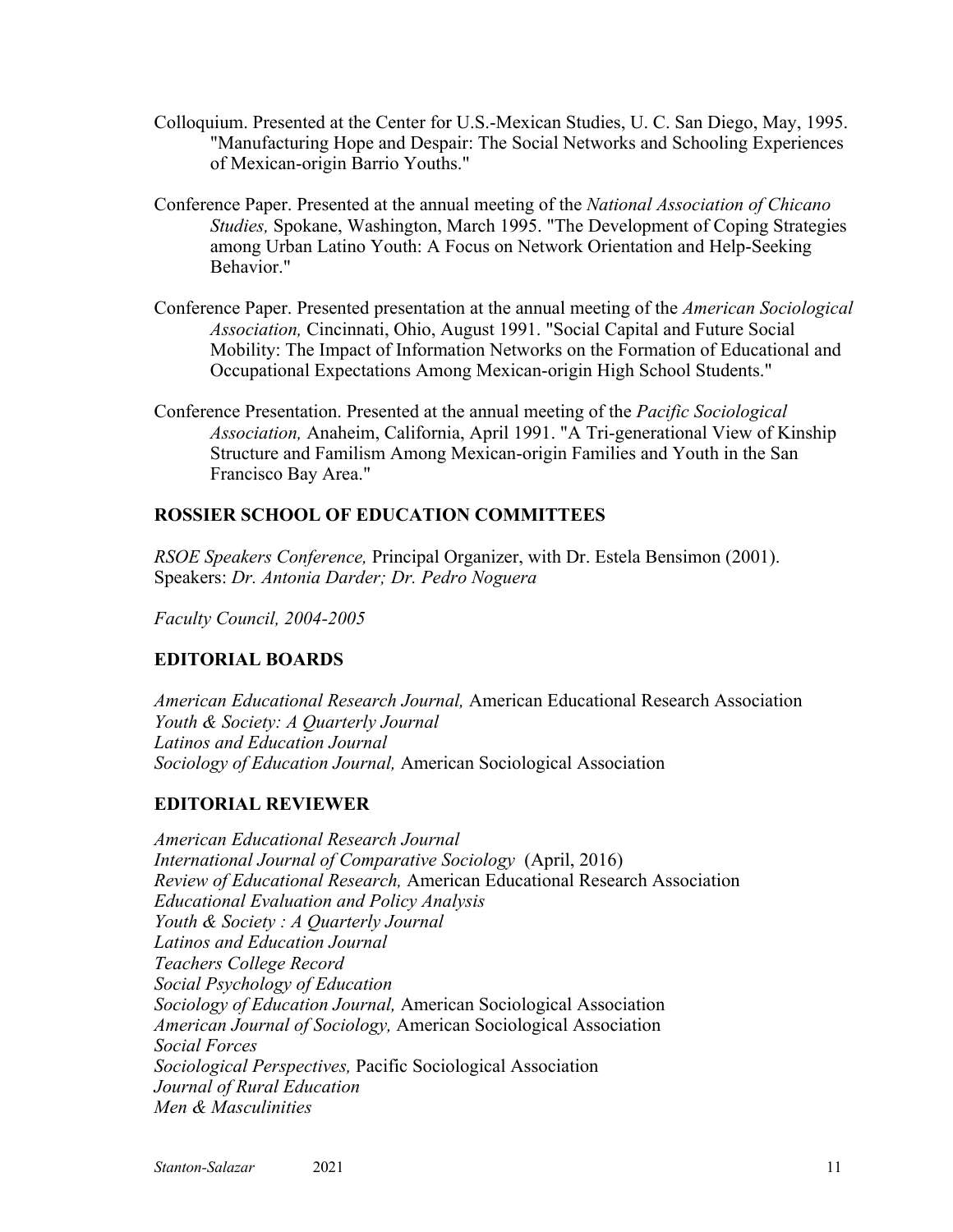Colloquium. Presented at the Center for U.S.-Mexican Studies, U. C. San Diego, May, 1995. "Manufacturing Hope and Despair: The Social Networks and Schooling Experiences of Mexican-origin Barrio Youths."

Conference Paper. Presented at the annual meeting of the *National Association of Chicano Studies,* Spokane, Washington, March 1995. "The Development of Coping Strategies among Urban Latino Youth: A Focus on Network Orientation and Help-Seeking Behavior."

Conference Paper. Presented presentation at the annual meeting of the *American Sociological Association,* Cincinnati, Ohio, August 1991. "Social Capital and Future Social Mobility: The Impact of Information Networks on the Formation of Educational and Occupational Expectations Among Mexican-origin High School Students."

Conference Presentation. Presented at the annual meeting of the *Pacific Sociological Association,* Anaheim, California, April 1991. "A Tri-generational View of Kinship Structure and Familism Among Mexican-origin Families and Youth in the San Francisco Bay Area."

## ROSSIER SCHOOL OF EDUCATION COMMITTEES

*RSOE Speakers Conference,* Principal Organizer, with Dr. Estela Bensimon (2001). Speakers: *Dr. Antonia Darder; Dr. Pedro Noguera*

*Faculty Council, 2004-2005*

## EDITORIAL BOARDS

*American Educational Research Journal,* American Educational Research Association
*Youth & Society: A Quarterly Journal*
*Latinos and Education Journal*
*Sociology of Education Journal,* American Sociological Association

## EDITORIAL REVIEWER

*American Educational Research Journal*
*International Journal of Comparative Sociology* (April, 2016)
*Review of Educational Research,* American Educational Research Association
*Educational Evaluation and Policy Analysis*
*Youth & Society : A Quarterly Journal*
*Latinos and Education Journal*
*Teachers College Record*
*Social Psychology of Education*
*Sociology of Education Journal,* American Sociological Association
*American Journal of Sociology,* American Sociological Association
*Social Forces*
*Sociological Perspectives,* Pacific Sociological Association
*Journal of Rural Education*
*Men & Masculinities*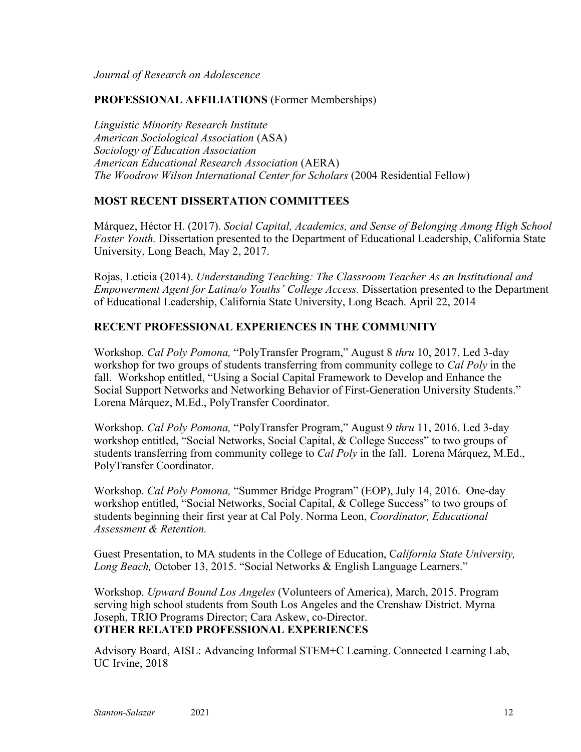*Journal of Research on Adolescence*

## PROFESSIONAL AFFILIATIONS (Former Memberships)

*Linguistic Minority Research Institute*
*American Sociological Association* (ASA)
*Sociology of Education Association*
*American Educational Research Association* (AERA)
*The Woodrow Wilson International Center for Scholars* (2004 Residential Fellow)

## MOST RECENT DISSERTATION COMMITTEES

Márquez, Héctor H. (2017). *Social Capital, Academics, and Sense of Belonging Among High School Foster Youth.* Dissertation presented to the Department of Educational Leadership, California State University, Long Beach, May 2, 2017.

Rojas, Leticia (2014). *Understanding Teaching: The Classroom Teacher As an Institutional and Empowerment Agent for Latina/o Youths' College Access.* Dissertation presented to the Department of Educational Leadership, California State University, Long Beach. April 22, 2014

## RECENT PROFESSIONAL EXPERIENCES IN THE COMMUNITY

Workshop. *Cal Poly Pomona,* "PolyTransfer Program," August 8 *thru* 10, 2017. Led 3-day workshop for two groups of students transferring from community college to *Cal Poly* in the fall. Workshop entitled, "Using a Social Capital Framework to Develop and Enhance the Social Support Networks and Networking Behavior of First-Generation University Students." Lorena Márquez, M.Ed., PolyTransfer Coordinator.

Workshop. *Cal Poly Pomona,* "PolyTransfer Program," August 9 *thru* 11, 2016. Led 3-day workshop entitled, "Social Networks, Social Capital, & College Success" to two groups of students transferring from community college to *Cal Poly* in the fall. Lorena Márquez, M.Ed., PolyTransfer Coordinator.

Workshop. *Cal Poly Pomona,* "Summer Bridge Program" (EOP), July 14, 2016. One-day workshop entitled, "Social Networks, Social Capital, & College Success" to two groups of students beginning their first year at Cal Poly. Norma Leon, *Coordinator, Educational Assessment & Retention.*

Guest Presentation, to MA students in the College of Education, C*alifornia State University, Long Beach,* October 13, 2015. "Social Networks & English Language Learners."

Workshop. *Upward Bound Los Angeles* (Volunteers of America), March, 2015. Program serving high school students from South Los Angeles and the Crenshaw District. Myrna Joseph, TRIO Programs Director; Cara Askew, co-Director.

## OTHER RELATED PROFESSIONAL EXPERIENCES

Advisory Board, AISL: Advancing Informal STEM+C Learning. Connected Learning Lab, UC Irvine, 2018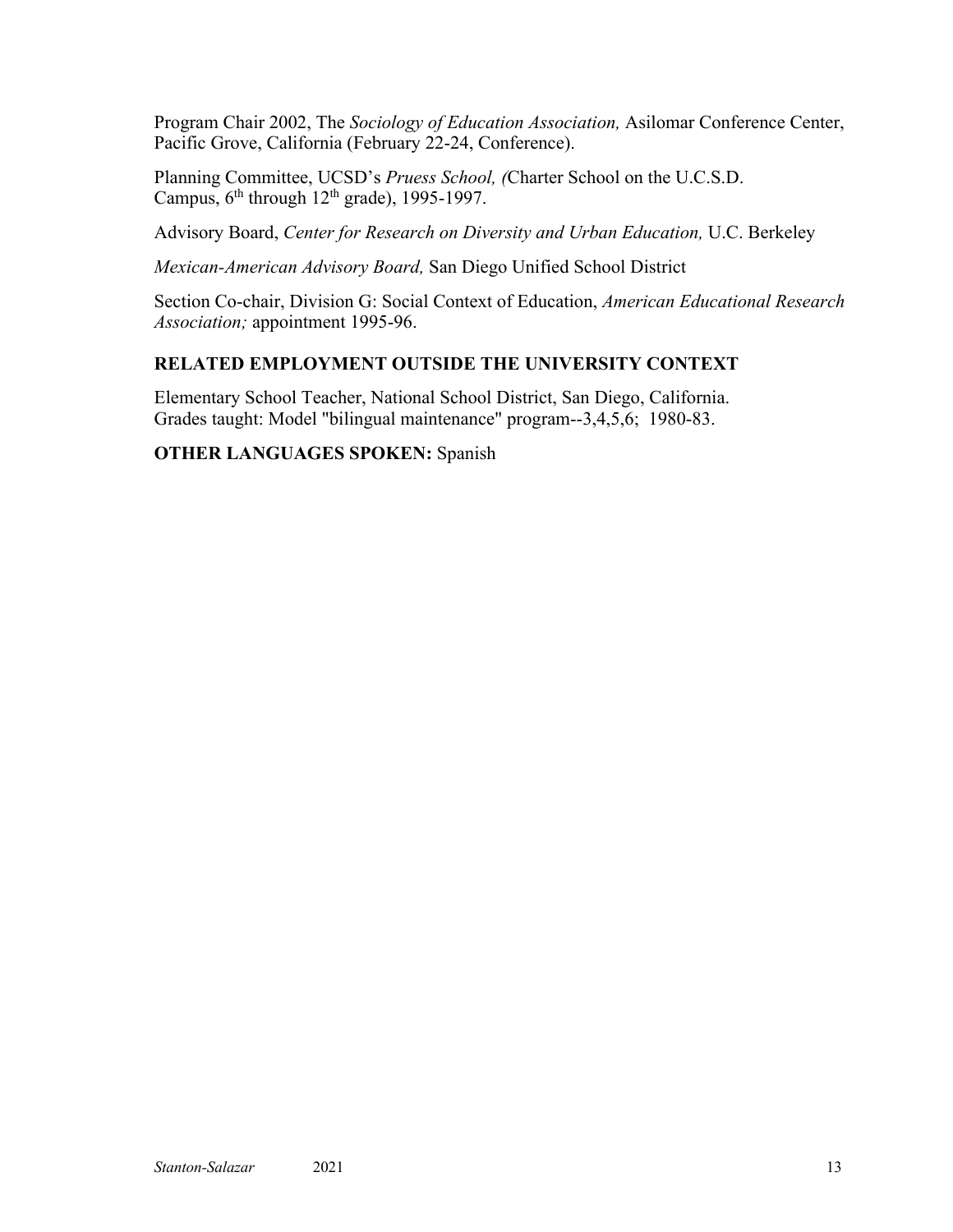Program Chair 2002, The *Sociology of Education Association,* Asilomar Conference Center, Pacific Grove, California (February 22-24, Conference).

Planning Committee, UCSD's *Pruess School, (*Charter School on the U.C.S.D. Campus, 6th through 12th grade), 1995-1997.

Advisory Board, *Center for Research on Diversity and Urban Education,* U.C. Berkeley

*Mexican-American Advisory Board,* San Diego Unified School District

Section Co-chair, Division G: Social Context of Education, *American Educational Research Association;* appointment 1995-96.

## RELATED EMPLOYMENT OUTSIDE THE UNIVERSITY CONTEXT

Elementary School Teacher, National School District, San Diego, California.
Grades taught: Model "bilingual maintenance" program--3,4,5,6; 1980-83.

**OTHER LANGUAGES SPOKEN:** Spanish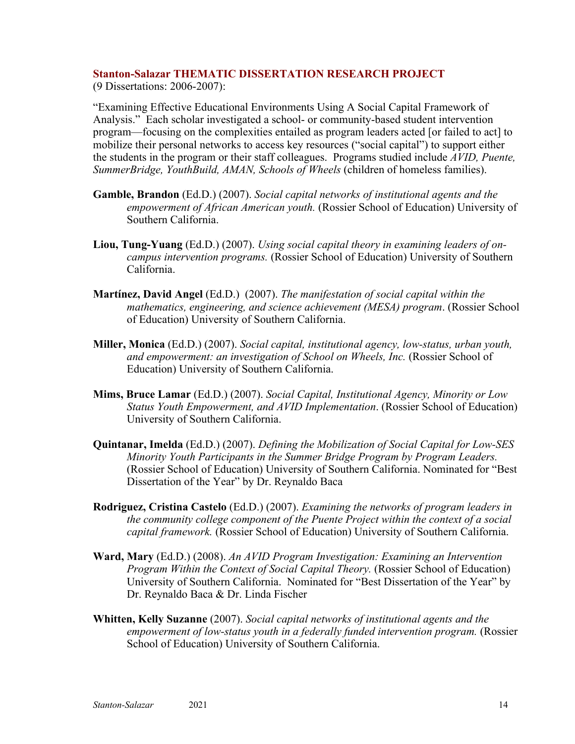### Stanton-Salazar THEMATIC DISSERTATION RESEARCH PROJECT

(9 Dissertations: 2006-2007):

"Examining Effective Educational Environments Using A Social Capital Framework of Analysis." Each scholar investigated a school- or community-based student intervention program—focusing on the complexities entailed as program leaders acted [or failed to act] to mobilize their personal networks to access key resources ("social capital") to support either the students in the program or their staff colleagues. Programs studied include *AVID, Puente, SummerBridge, YouthBuild, AMAN, Schools of Wheels* (children of homeless families).

**Gamble, Brandon** (Ed.D.) (2007). *Social capital networks of institutional agents and the empowerment of African American youth.* (Rossier School of Education) University of Southern California.

**Liou, Tung-Yuang** (Ed.D.) (2007). *Using social capital theory in examining leaders of on-campus intervention programs.* (Rossier School of Education) University of Southern California.

**Martínez, David Angel** (Ed.D.) (2007). *The manifestation of social capital within the mathematics, engineering, and science achievement (MESA) program*. (Rossier School of Education) University of Southern California.

**Miller, Monica** (Ed.D.) (2007). *Social capital, institutional agency, low-status, urban youth, and empowerment: an investigation of School on Wheels, Inc.* (Rossier School of Education) University of Southern California.

**Mims, Bruce Lamar** (Ed.D.) (2007). *Social Capital, Institutional Agency, Minority or Low Status Youth Empowerment, and AVID Implementation*. (Rossier School of Education) University of Southern California.

**Quintanar, Imelda** (Ed.D.) (2007). *Defining the Mobilization of Social Capital for Low-SES Minority Youth Participants in the Summer Bridge Program by Program Leaders.* (Rossier School of Education) University of Southern California. Nominated for "Best Dissertation of the Year" by Dr. Reynaldo Baca

**Rodriguez, Cristina Castelo** (Ed.D.) (2007). *Examining the networks of program leaders in the community college component of the Puente Project within the context of a social capital framework.* (Rossier School of Education) University of Southern California.

**Ward, Mary** (Ed.D.) (2008). *An AVID Program Investigation: Examining an Intervention Program Within the Context of Social Capital Theory.* (Rossier School of Education) University of Southern California. Nominated for "Best Dissertation of the Year" by Dr. Reynaldo Baca & Dr. Linda Fischer

**Whitten, Kelly Suzanne** (2007). *Social capital networks of institutional agents and the empowerment of low-status youth in a federally funded intervention program.* (Rossier School of Education) University of Southern California.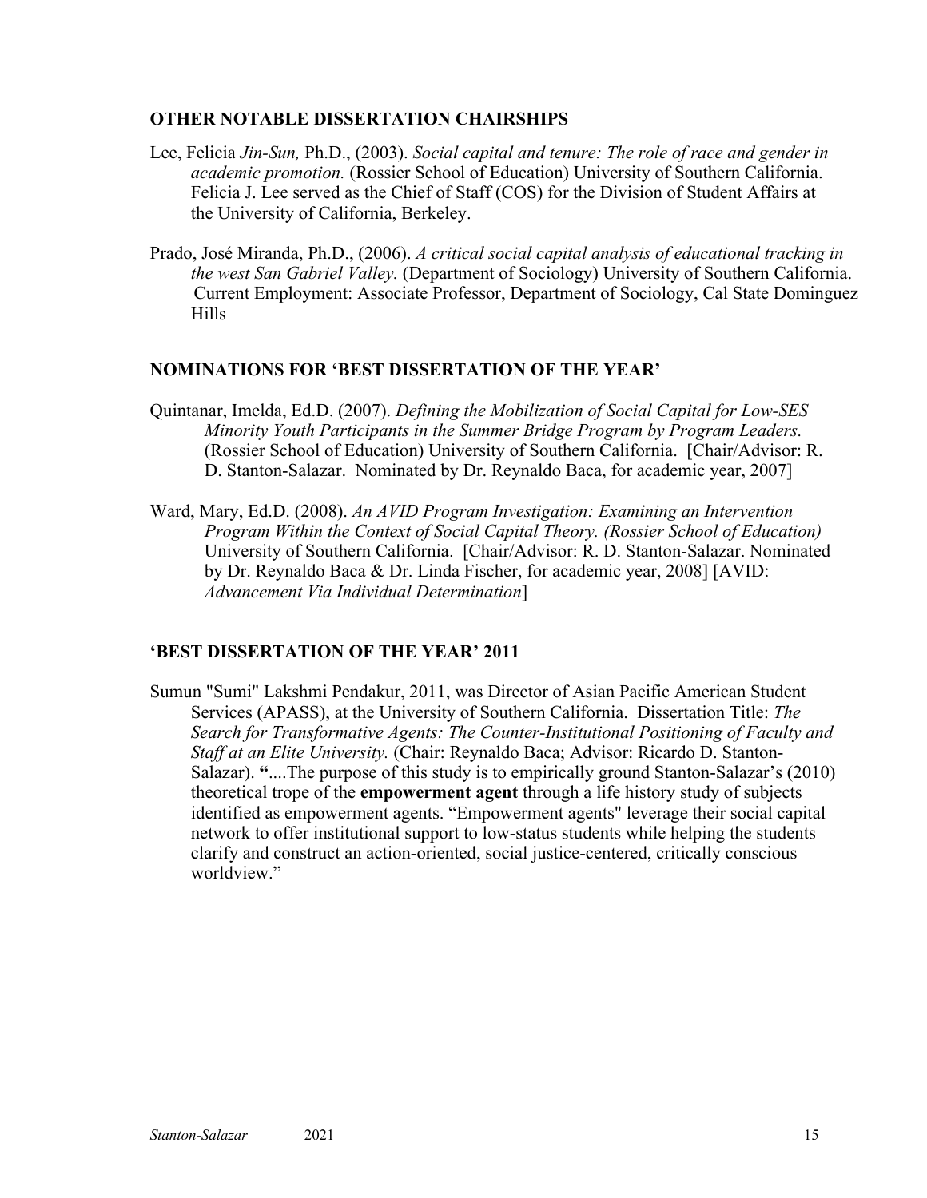### OTHER NOTABLE DISSERTATION CHAIRSHIPS

Lee, Felicia *Jin-Sun,* Ph.D., (2003). *Social capital and tenure: The role of race and gender in academic promotion.* (Rossier School of Education) University of Southern California. Felicia J. Lee served as the Chief of Staff (COS) for the Division of Student Affairs at the University of California, Berkeley.

Prado, José Miranda, Ph.D., (2006). *A critical social capital analysis of educational tracking in the west San Gabriel Valley.* (Department of Sociology) University of Southern California. Current Employment: Associate Professor, Department of Sociology, Cal State Dominguez Hills

### NOMINATIONS FOR 'BEST DISSERTATION OF THE YEAR'

Quintanar, Imelda, Ed.D. (2007). *Defining the Mobilization of Social Capital for Low-SES Minority Youth Participants in the Summer Bridge Program by Program Leaders.* (Rossier School of Education) University of Southern California. [Chair/Advisor: R. D. Stanton-Salazar. Nominated by Dr. Reynaldo Baca, for academic year, 2007]

Ward, Mary, Ed.D. (2008). *An AVID Program Investigation: Examining an Intervention Program Within the Context of Social Capital Theory. (Rossier School of Education)* University of Southern California. [Chair/Advisor: R. D. Stanton-Salazar. Nominated by Dr. Reynaldo Baca & Dr. Linda Fischer, for academic year, 2008] [AVID: *Advancement Via Individual Determination*]

### 'BEST DISSERTATION OF THE YEAR' 2011

Sumun "Sumi" Lakshmi Pendakur, 2011, was Director of Asian Pacific American Student Services (APASS), at the University of Southern California. Dissertation Title: *The Search for Transformative Agents: The Counter-Institutional Positioning of Faculty and Staff at an Elite University.* (Chair: Reynaldo Baca; Advisor: Ricardo D. Stanton-Salazar). **"**....The purpose of this study is to empirically ground Stanton-Salazar's (2010) theoretical trope of the **empowerment agent** through a life history study of subjects identified as empowerment agents. "Empowerment agents" leverage their social capital network to offer institutional support to low-status students while helping the students clarify and construct an action-oriented, social justice-centered, critically conscious worldview."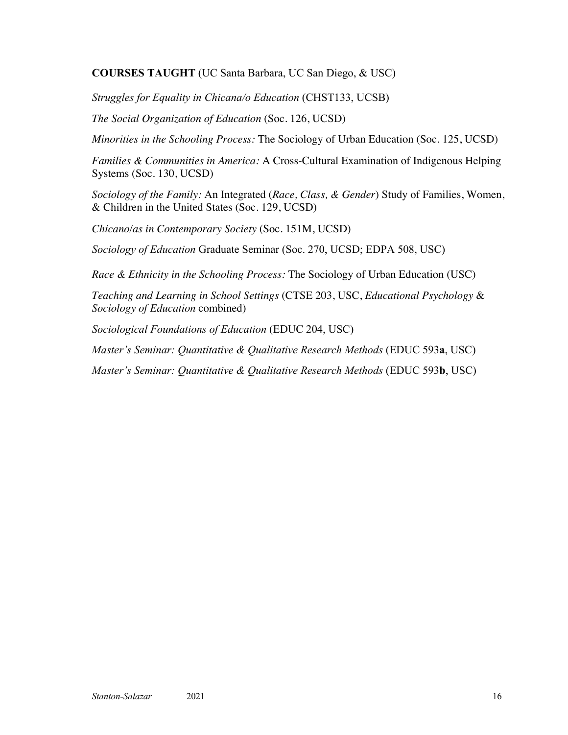**COURSES TAUGHT** (UC Santa Barbara, UC San Diego, & USC)

*Struggles for Equality in Chicana/o Education* (CHST133, UCSB)

*The Social Organization of Education* (Soc. 126, UCSD)

*Minorities in the Schooling Process:* The Sociology of Urban Education (Soc. 125, UCSD)

*Families & Communities in America:* A Cross-Cultural Examination of Indigenous Helping Systems (Soc. 130, UCSD)

*Sociology of the Family:* An Integrated (*Race, Class, & Gender*) Study of Families, Women, & Children in the United States (Soc. 129, UCSD)

*Chicano/as in Contemporary Society* (Soc. 151M, UCSD)

*Sociology of Education* Graduate Seminar (Soc. 270, UCSD; EDPA 508, USC)

*Race & Ethnicity in the Schooling Process:* The Sociology of Urban Education (USC)

*Teaching and Learning in School Settings* (CTSE 203, USC, *Educational Psychology* & *Sociology of Education* combined)

*Sociological Foundations of Education* (EDUC 204, USC)

*Master's Seminar: Quantitative & Qualitative Research Methods* (EDUC 593**a**, USC)

*Master's Seminar: Quantitative & Qualitative Research Methods* (EDUC 593**b**, USC)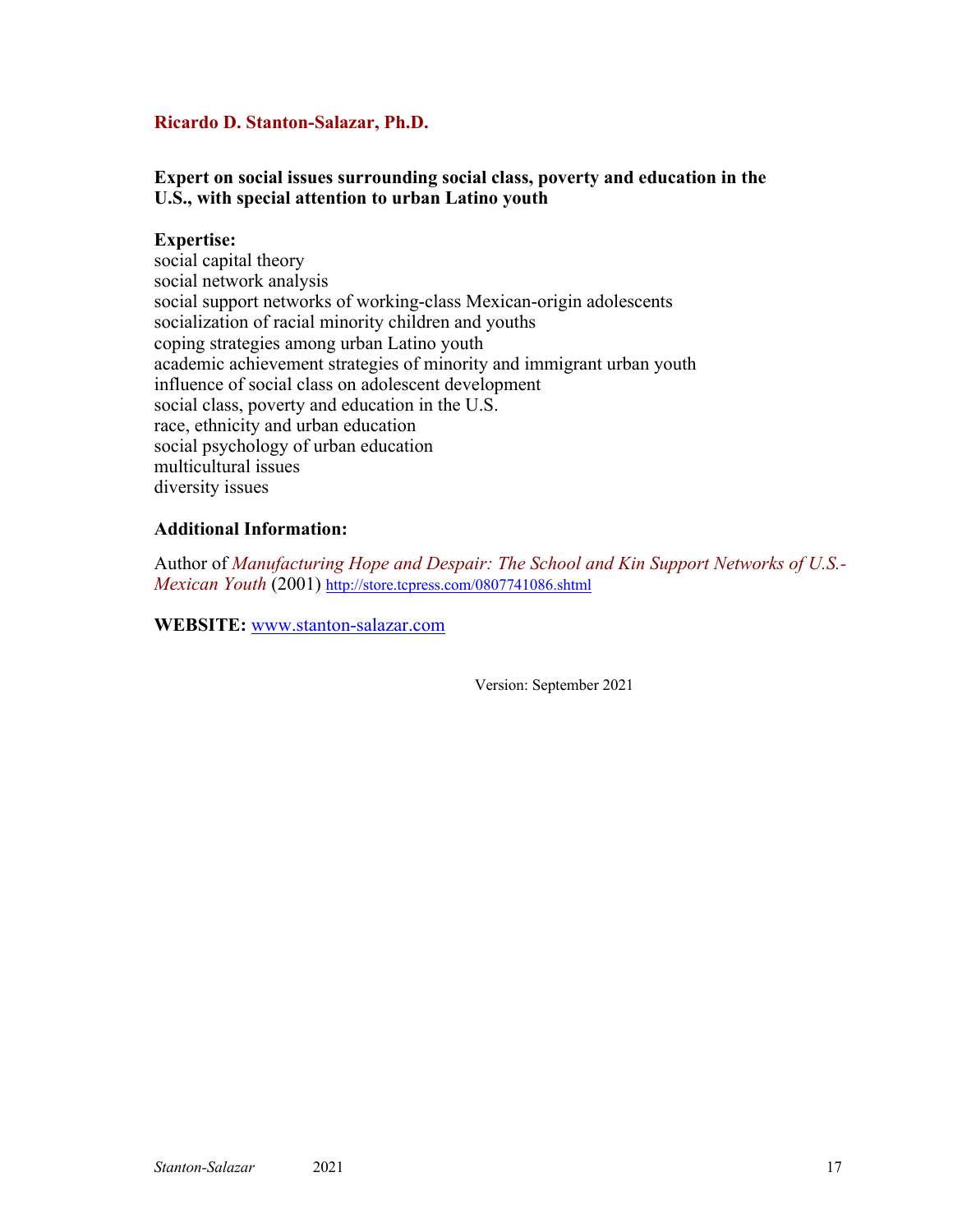**Ricardo D. Stanton-Salazar, Ph.D.**

**Expert on social issues surrounding social class, poverty and education in the U.S., with special attention to urban Latino youth**

**Expertise:**
social capital theory
social network analysis
social support networks of working-class Mexican-origin adolescents
socialization of racial minority children and youths
coping strategies among urban Latino youth
academic achievement strategies of minority and immigrant urban youth
influence of social class on adolescent development
social class, poverty and education in the U.S.
race, ethnicity and urban education
social psychology of urban education
multicultural issues
diversity issues

**Additional Information:**

Author of *Manufacturing Hope and Despair: The School and Kin Support Networks of U.S.-Mexican Youth* (2001) http://store.tcpress.com/0807741086.shtml

**WEBSITE:** www.stanton-salazar.com

Version: September 2021